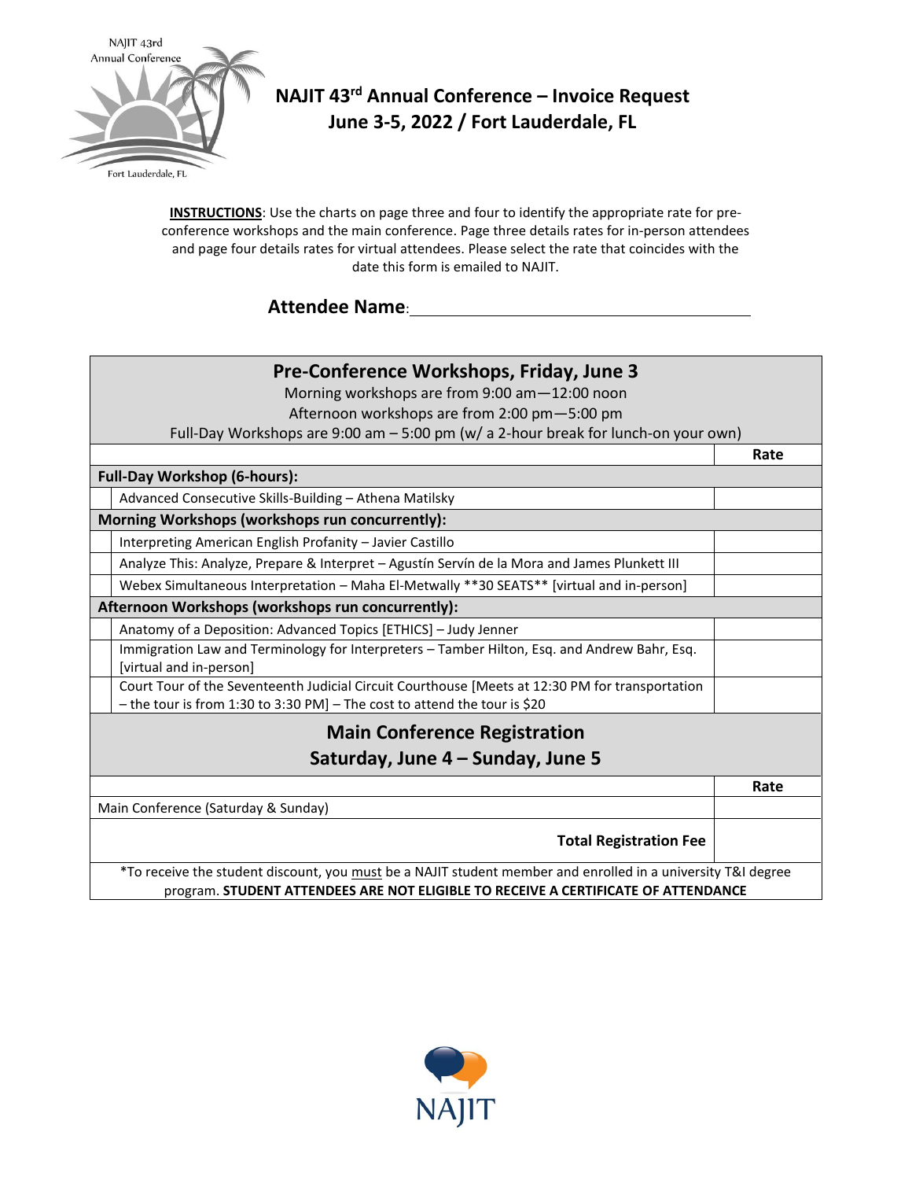# NAJIT 43rd Annual Conference – Invoice Request
## June 3-5, 2022 / Fort Lauderdale, FL

**INSTRUCTIONS**: Use the charts on page three and four to identify the appropriate rate for pre-conference workshops and the main conference. Page three details rates for in-person attendees and page four details rates for virtual attendees. Please select the rate that coincides with the date this form is emailed to NAJIT.

**Attendee Name**: ______________________________________

| Pre-Conference Workshops, Friday, June 3<br>Morning workshops are from 9:00 am—12:00 noon<br>Afternoon workshops are from 2:00 pm—5:00 pm<br>Full-Day Workshops are 9:00 am – 5:00 pm (w/ a 2-hour break for lunch-on your own) | | |
|---|---|---|
| | | **Rate** |
| **Full-Day Workshop (6-hours):** | | |
| | Advanced Consecutive Skills-Building – Athena Matilsky | |
| **Morning Workshops (workshops run concurrently):** | | |
| | Interpreting American English Profanity – Javier Castillo | |
| | Analyze This: Analyze, Prepare & Interpret – Agustín Servín de la Mora and James Plunkett III | |
| | Webex Simultaneous Interpretation – Maha El-Metwally **30 SEATS** [virtual and in-person] | |
| **Afternoon Workshops (workshops run concurrently):** | | |
| | Anatomy of a Deposition: Advanced Topics [ETHICS] – Judy Jenner | |
| | Immigration Law and Terminology for Interpreters – Tamber Hilton, Esq. and Andrew Bahr, Esq. [virtual and in-person] | |
| | Court Tour of the Seventeenth Judicial Circuit Courthouse [Meets at 12:30 PM for transportation – the tour is from 1:30 to 3:30 PM] – The cost to attend the tour is $20 | |

| Main Conference Registration<br>Saturday, June 4 – Sunday, June 5 | |
|---|---|
| | **Rate** |
| Main Conference (Saturday & Sunday) | |
| **Total Registration Fee** | |

*To receive the student discount, you must be a NAJIT student member and enrolled in a university T&I degree program. **STUDENT ATTENDEES ARE NOT ELIGIBLE TO RECEIVE A CERTIFICATE OF ATTENDANCE**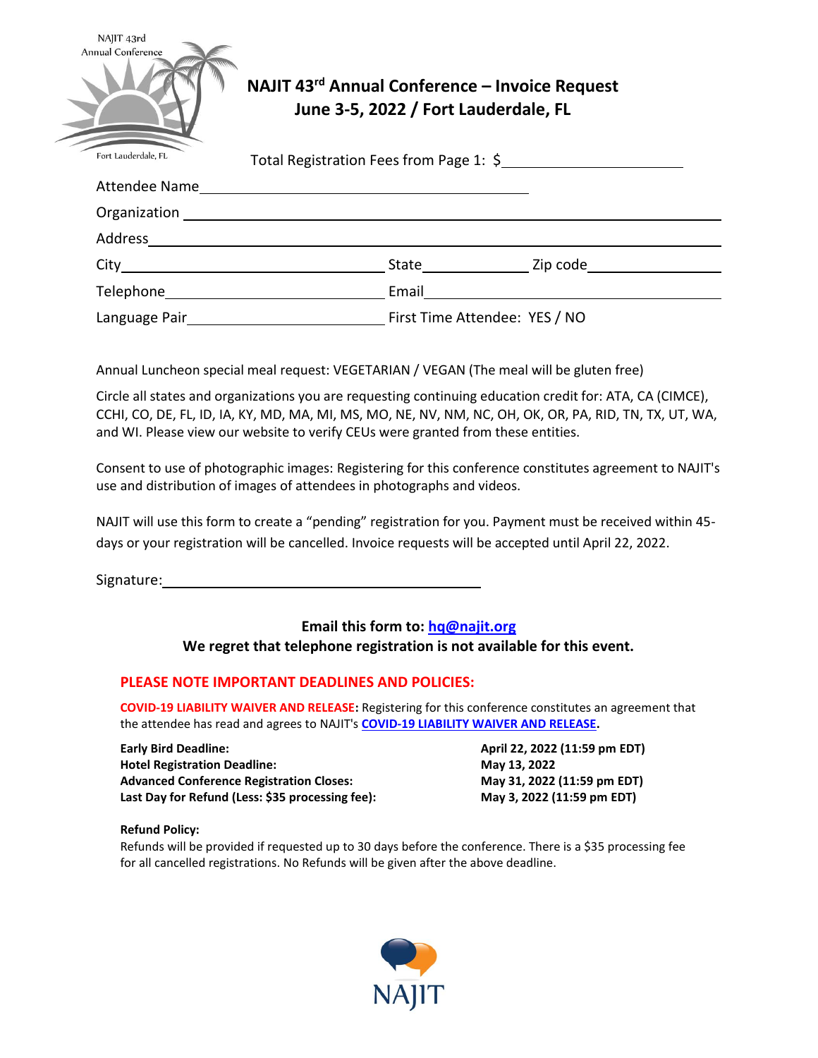# NAJIT 43rd Annual Conference – Invoice Request

## June 3-5, 2022 / Fort Lauderdale, FL

Total Registration Fees from Page 1: $\_\_\_\_\_\_\_\_\_\_\_\_\_\_\_\_\_\_\_\_\_\_

Attendee Name\_\_\_\_\_\_\_\_\_\_\_\_\_\_\_\_\_\_\_\_\_\_\_\_\_\_\_\_\_\_\_\_\_\_\_\_

Organization \_\_\_\_\_\_\_\_\_\_\_\_\_\_\_\_\_\_\_\_\_\_\_\_\_\_\_\_\_\_\_\_\_\_\_\_\_\_\_\_\_\_\_\_\_\_\_\_\_\_\_\_

Address\_\_\_\_\_\_\_\_\_\_\_\_\_\_\_\_\_\_\_\_\_\_\_\_\_\_\_\_\_\_\_\_\_\_\_\_\_\_\_\_\_\_\_\_\_\_\_\_\_\_\_\_\_\_\_\_

City\_\_\_\_\_\_\_\_\_\_\_\_\_\_\_\_\_\_\_\_\_\_\_\_\_\_\_\_ State\_\_\_\_\_\_\_\_\_\_ Zip code\_\_\_\_\_\_\_\_\_\_\_\_\_\_

Telephone\_\_\_\_\_\_\_\_\_\_\_\_\_\_\_\_\_\_\_\_\_\_\_\_\_ Email\_\_\_\_\_\_\_\_\_\_\_\_\_\_\_\_\_\_\_\_\_\_\_\_\_\_\_\_\_\_\_

Language Pair\_\_\_\_\_\_\_\_\_\_\_\_\_\_\_\_\_\_\_\_\_\_ First Time Attendee: YES / NO

Annual Luncheon special meal request: VEGETARIAN / VEGAN (The meal will be gluten free)

Circle all states and organizations you are requesting continuing education credit for: ATA, CA (CIMCE), CCHI, CO, DE, FL, ID, IA, KY, MD, MA, MI, MS, MO, NE, NV, NM, NC, OH, OK, OR, PA, RID, TN, TX, UT, WA, and WI. Please view our website to verify CEUs were granted from these entities.

Consent to use of photographic images: Registering for this conference constitutes agreement to NAJIT's use and distribution of images of attendees in photographs and videos.

NAJIT will use this form to create a "pending" registration for you. Payment must be received within 45-days or your registration will be cancelled. Invoice requests will be accepted until April 22, 2022.

Signature:\_\_\_\_\_\_\_\_\_\_\_\_\_\_\_\_\_\_\_\_\_\_\_\_\_\_\_\_\_\_\_\_\_\_\_\_

**Email this form to: hq@najit.org**

**We regret that telephone registration is not available for this event.**

## PLEASE NOTE IMPORTANT DEADLINES AND POLICIES:

**COVID-19 LIABILITY WAIVER AND RELEASE:** Registering for this conference constitutes an agreement that the attendee has read and agrees to NAJIT's **COVID-19 LIABILITY WAIVER AND RELEASE**.

| | |
|---|---|
| **Early Bird Deadline:** | **April 22, 2022 (11:59 pm EDT)** |
| **Hotel Registration Deadline:** | **May 13, 2022** |
| **Advanced Conference Registration Closes:** | **May 31, 2022 (11:59 pm EDT)** |
| **Last Day for Refund (Less: $35 processing fee):** | **May 3, 2022 (11:59 pm EDT)** |

**Refund Policy:**
Refunds will be provided if requested up to 30 days before the conference. There is a $35 processing fee for all cancelled registrations. No Refunds will be given after the above deadline.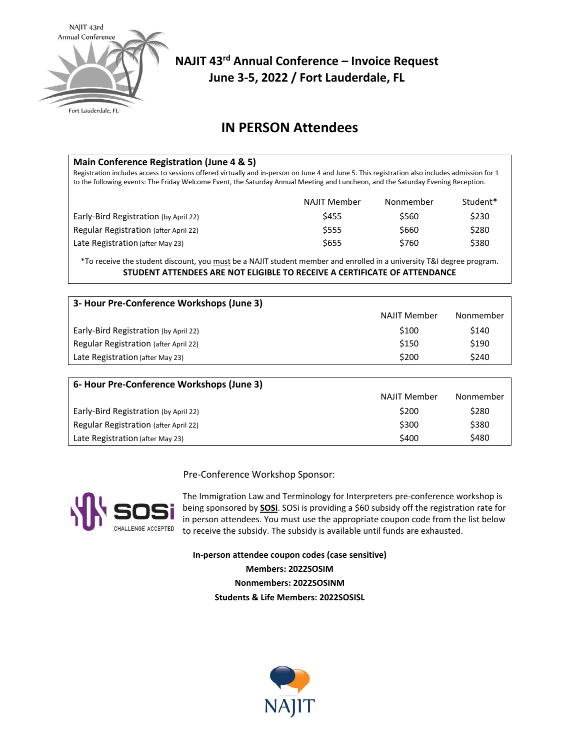# NAJIT 43rd Annual Conference – Invoice Request
## June 3-5, 2022 / Fort Lauderdale, FL

## IN PERSON Attendees

### Main Conference Registration (June 4 & 5)

Registration includes access to sessions offered virtually and in-person on June 4 and June 5. This registration also includes admission for 1 to the following events: The Friday Welcome Event, the Saturday Annual Meeting and Luncheon, and the Saturday Evening Reception.

| | NAJIT Member | Nonmember | Student* |
|---|---|---|---|
| Early-Bird Registration (by April 22) | $455 | $560 | $230 |
| Regular Registration (after April 22) | $555 | $660 | $280 |
| Late Registration (after May 23) | $655 | $760 | $380 |

*To receive the student discount, you must be a NAJIT student member and enrolled in a university T&I degree program.

**STUDENT ATTENDEES ARE NOT ELIGIBLE TO RECEIVE A CERTIFICATE OF ATTENDANCE**

### 3- Hour Pre-Conference Workshops (June 3)

| | NAJIT Member | Nonmember |
|---|---|---|
| Early-Bird Registration (by April 22) | $100 | $140 |
| Regular Registration (after April 22) | $150 | $190 |
| Late Registration (after May 23) | $200 | $240 |

### 6- Hour Pre-Conference Workshops (June 3)

| | NAJIT Member | Nonmember |
|---|---|---|
| Early-Bird Registration (by April 22) | $200 | $280 |
| Regular Registration (after April 22) | $300 | $380 |
| Late Registration (after May 23) | $400 | $480 |

Pre-Conference Workshop Sponsor:

The Immigration Law and Terminology for Interpreters pre-conference workshop is being sponsored by **SOSi**. SOSi is providing a $60 subsidy off the registration rate for in person attendees. You must use the appropriate coupon code from the list below to receive the subsidy. The subsidy is available until funds are exhausted.

**In-person attendee coupon codes (case sensitive)**

**Members: 2022SOSIM**

**Nonmembers: 2022SOSINM**

**Students & Life Members: 2022SOSISL**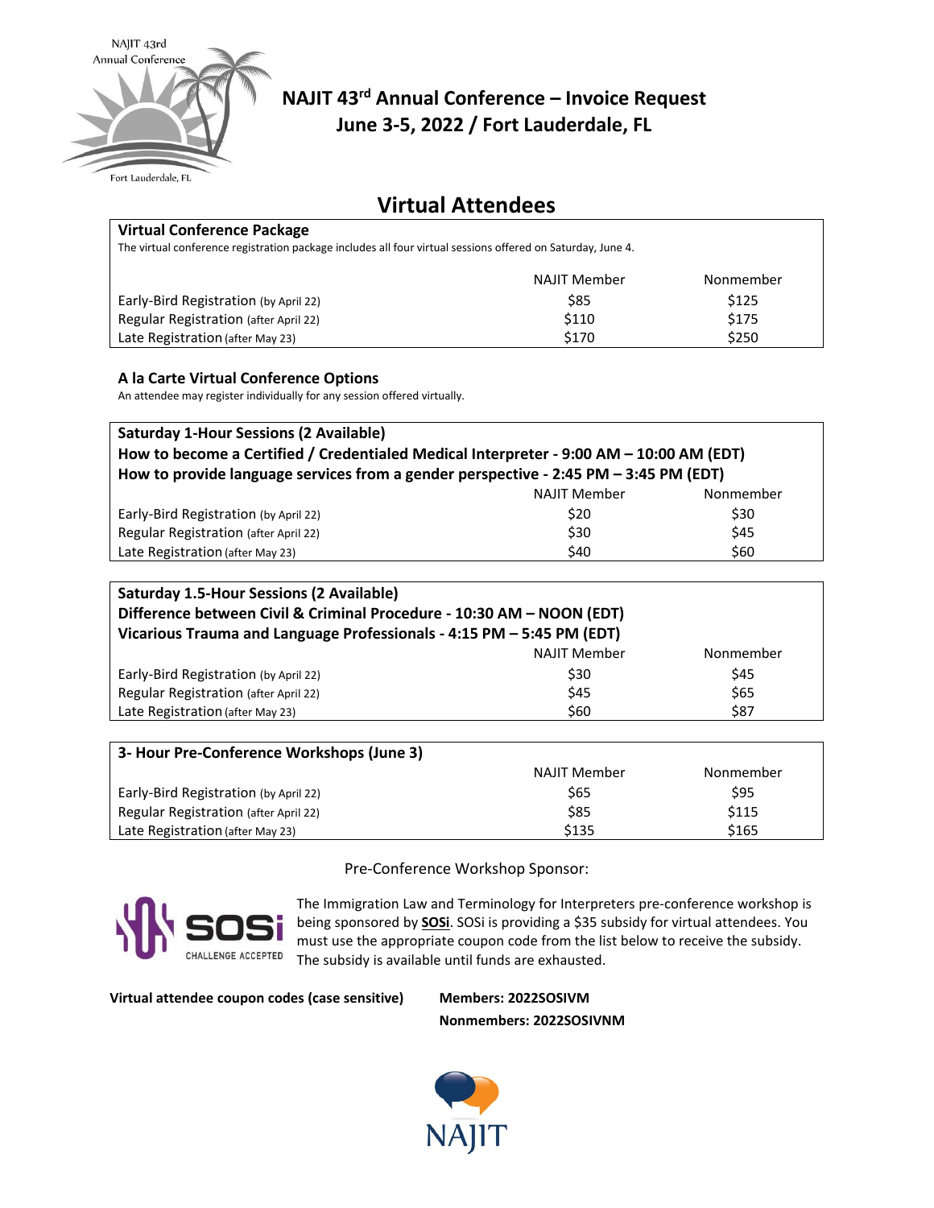# NAJIT 43rd Annual Conference – Invoice Request
## June 3-5, 2022 / Fort Lauderdale, FL

## Virtual Attendees

| **Virtual Conference Package** | | |
|---|---|---|
| The virtual conference registration package includes all four virtual sessions offered on Saturday, June 4. | | |
| | NAJIT Member | Nonmember |
| Early-Bird Registration (by April 22) | $85 | $125 |
| Regular Registration (after April 22) | $110 | $175 |
| Late Registration (after May 23) | $170 | $250 |

### A la Carte Virtual Conference Options

An attendee may register individually for any session offered virtually.

| **Saturday 1-Hour Sessions (2 Available)** | | |
|---|---|---|
| **How to become a Certified / Credentialed Medical Interpreter - 9:00 AM – 10:00 AM (EDT)** | | |
| **How to provide language services from a gender perspective - 2:45 PM – 3:45 PM (EDT)** | | |
| | NAJIT Member | Nonmember |
| Early-Bird Registration (by April 22) | $20 | $30 |
| Regular Registration (after April 22) | $30 | $45 |
| Late Registration (after May 23) | $40 | $60 |

| **Saturday 1.5-Hour Sessions (2 Available)** | | |
|---|---|---|
| **Difference between Civil & Criminal Procedure - 10:30 AM – NOON (EDT)** | | |
| **Vicarious Trauma and Language Professionals - 4:15 PM – 5:45 PM (EDT)** | | |
| | NAJIT Member | Nonmember |
| Early-Bird Registration (by April 22) | $30 | $45 |
| Regular Registration (after April 22) | $45 | $65 |
| Late Registration (after May 23) | $60 | $87 |

| **3- Hour Pre-Conference Workshops (June 3)** | NAJIT Member | Nonmember |
|---|---|---|
| Early-Bird Registration (by April 22) | $65 | $95 |
| Regular Registration (after April 22) | $85 | $115 |
| Late Registration (after May 23) | $135 | $165 |

Pre-Conference Workshop Sponsor:

SOSi CHALLENGE ACCEPTED

The Immigration Law and Terminology for Interpreters pre-conference workshop is being sponsored by **SOSi**. SOSi is providing a $35 subsidy for virtual attendees. You must use the appropriate coupon code from the list below to receive the subsidy. The subsidy is available until funds are exhausted.

**Virtual attendee coupon codes (case sensitive)**

**Members: 2022SOSIVM**

**Nonmembers: 2022SOSIVNM**

NAJIT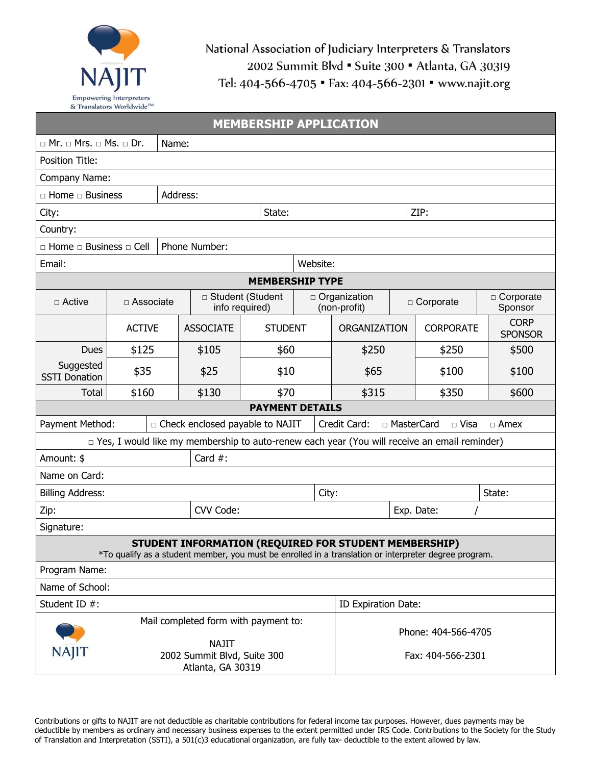NAJIT

Empowering Interpreters & Translators Worldwide™

National Association of Judiciary Interpreters & Translators
2002 Summit Blvd ▪ Suite 300 ▪ Atlanta, GA 30319
Tel: 404-566-4705 ▪ Fax: 404-566-2301 ▪ www.najit.org

## MEMBERSHIP APPLICATION

| | |
|---|---|
| □ Mr. □ Mrs. □ Ms. □ Dr. | Name: |
| Position Title: | |
| Company Name: | |
| □ Home □ Business | Address: |
| City: | State: ZIP: |
| Country: | |
| □ Home □ Business □ Cell | Phone Number: |
| Email: | Website: |

### MEMBERSHIP TYPE

□ Active □ Associate □ Student (Student info required) □ Organization (non-profit) □ Corporate □ Corporate Sponsor

| | ACTIVE | ASSOCIATE | STUDENT | ORGANIZATION | CORPORATE | CORP SPONSOR |
|---|---|---|---|---|---|---|
| Dues | $125 | $105 | $60 | $250 | $250 | $500 |
| Suggested SSTI Donation | $35 | $25 | $10 | $65 | $100 | $100 |
| Total | $160 | $130 | $70 | $315 | $350 | $600 |

### PAYMENT DETAILS

| | | |
|---|---|---|
| Payment Method: | □ Check enclosed payable to NAJIT | Credit Card: □ MasterCard □ Visa □ Amex |

□ Yes, I would like my membership to auto-renew each year (You will receive an email reminder)

| | | |
|---|---|---|
| Amount: $ | Card #: | |
| Name on Card: | | |
| Billing Address: | City: | State: |
| Zip: | CVV Code: | Exp. Date: / |
| Signature: | | |

### STUDENT INFORMATION (REQUIRED FOR STUDENT MEMBERSHIP)

*To qualify as a student member, you must be enrolled in a translation or interpreter degree program.

| | |
|---|---|
| Program Name: | |
| Name of School: | |
| Student ID #: | ID Expiration Date: |

Mail completed form with payment to:

NAJIT
2002 Summit Blvd, Suite 300
Atlanta, GA 30319

Phone: 404-566-4705

Fax: 404-566-2301

Contributions or gifts to NAJIT are not deductible as charitable contributions for federal income tax purposes. However, dues payments may be deductible by members as ordinary and necessary business expenses to the extent permitted under IRS Code. Contributions to the Society for the Study of Translation and Interpretation (SSTI), a 501(c)3 educational organization, are fully tax- deductible to the extent allowed by law.